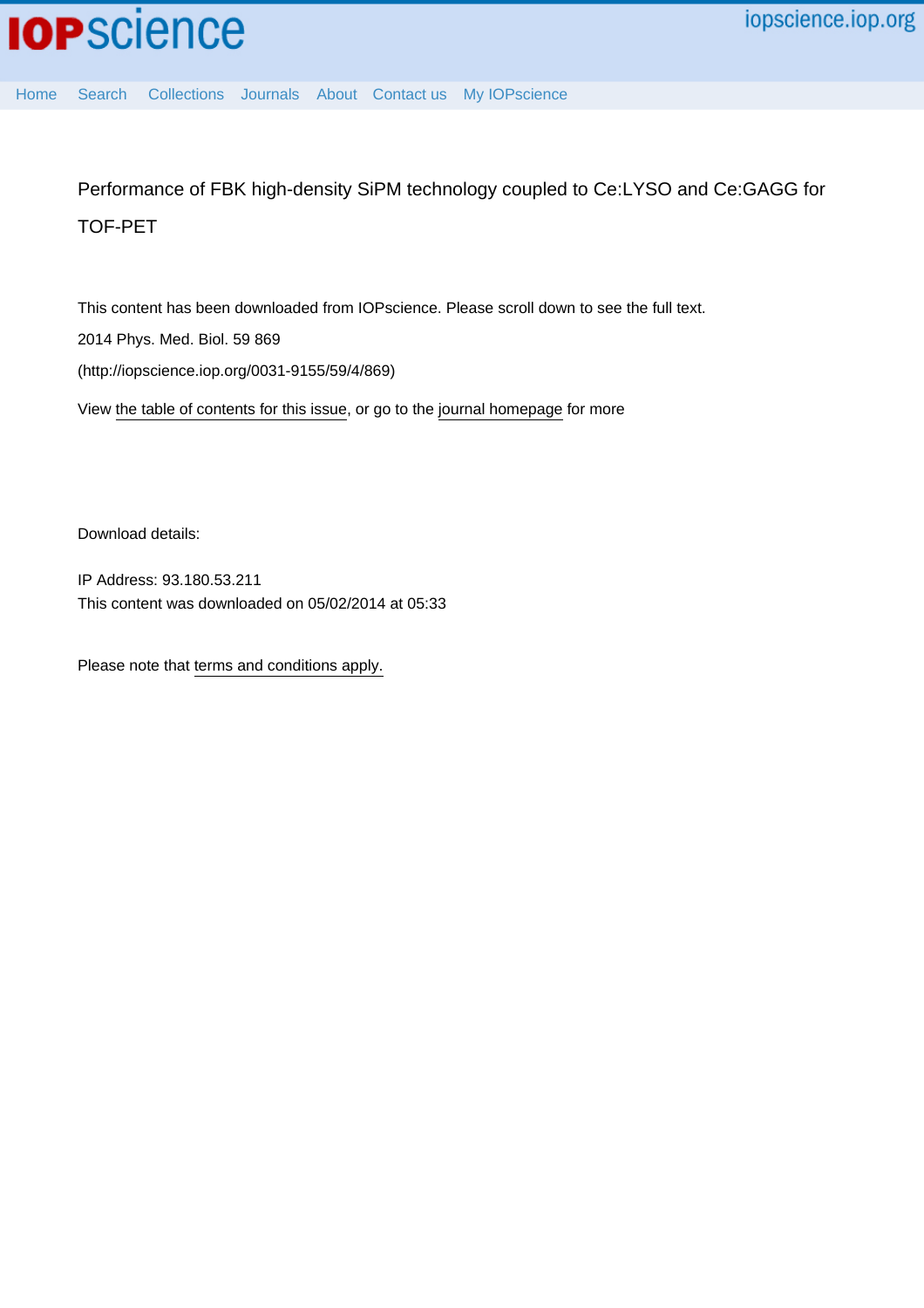Performance of FBK high-density SiPM technology coupled to Ce:LYSO and Ce:GAGG for TOF-PET

This content has been downloaded from IOPscience. Please scroll down to see the full text.

2014 Phys. Med. Biol. 59 869

(http://iopscience.iop.org/0031-9155/59/4/869)

View the table of contents for this issue, or go to the journal homepage for more

Download details:

IP Address: 93.180.53.211

This content was downloaded on 05/02/2014 at 05:33

Please note that terms and conditions apply.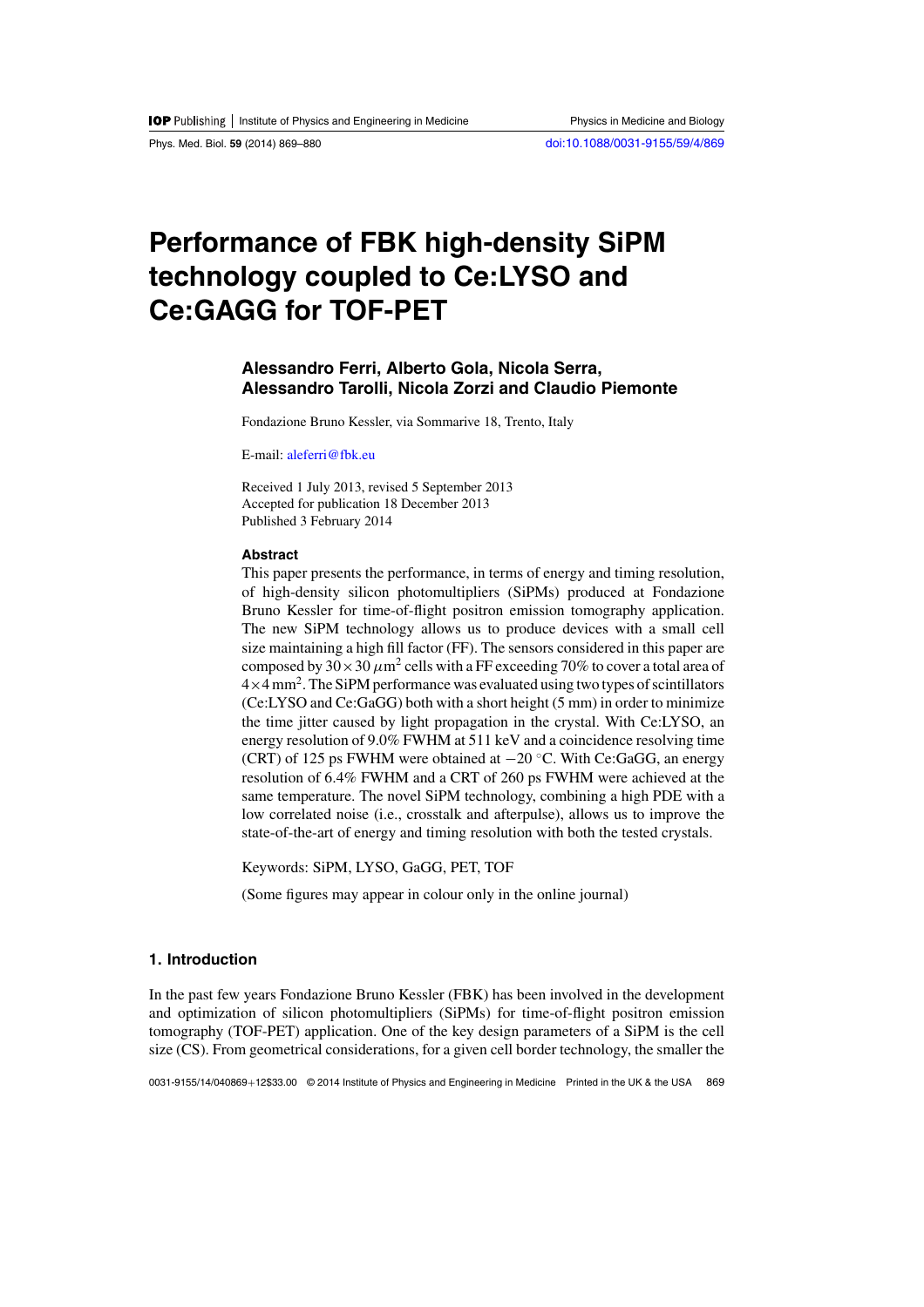# Performance of FBK high-density SiPM technology coupled to Ce:LYSO and Ce:GAGG for TOF-PET

**Alessandro Ferri, Alberto Gola, Nicola Serra, Alessandro Tarolli, Nicola Zorzi and Claudio Piemonte**

Fondazione Bruno Kessler, via Sommarive 18, Trento, Italy

E-mail: aleferri@fbk.eu

Received 1 July 2013, revised 5 September 2013
Accepted for publication 18 December 2013
Published 3 February 2014

### Abstract

This paper presents the performance, in terms of energy and timing resolution, of high-density silicon photomultipliers (SiPMs) produced at Fondazione Bruno Kessler for time-of-flight positron emission tomography application. The new SiPM technology allows us to produce devices with a small cell size maintaining a high fill factor (FF). The sensors considered in this paper are composed by $30 \times 30\ \mu\text{m}^2$ cells with a FF exceeding 70% to cover a total area of $4 \times 4\ \text{mm}^2$. The SiPM performance was evaluated using two types of scintillators (Ce:LYSO and Ce:GaGG) both with a short height (5 mm) in order to minimize the time jitter caused by light propagation in the crystal. With Ce:LYSO, an energy resolution of 9.0% FWHM at 511 keV and a coincidence resolving time (CRT) of 125 ps FWHM were obtained at $-20\ ^\circ\text{C}$. With Ce:GaGG, an energy resolution of 6.4% FWHM and a CRT of 260 ps FWHM were achieved at the same temperature. The novel SiPM technology, combining a high PDE with a low correlated noise (i.e., crosstalk and afterpulse), allows us to improve the state-of-the-art of energy and timing resolution with both the tested crystals.

Keywords: SiPM, LYSO, GaGG, PET, TOF

(Some figures may appear in colour only in the online journal)

## 1. Introduction

In the past few years Fondazione Bruno Kessler (FBK) has been involved in the development and optimization of silicon photomultipliers (SiPMs) for time-of-flight positron emission tomography (TOF-PET) application. One of the key design parameters of a SiPM is the cell size (CS). From geometrical considerations, for a given cell border technology, the smaller the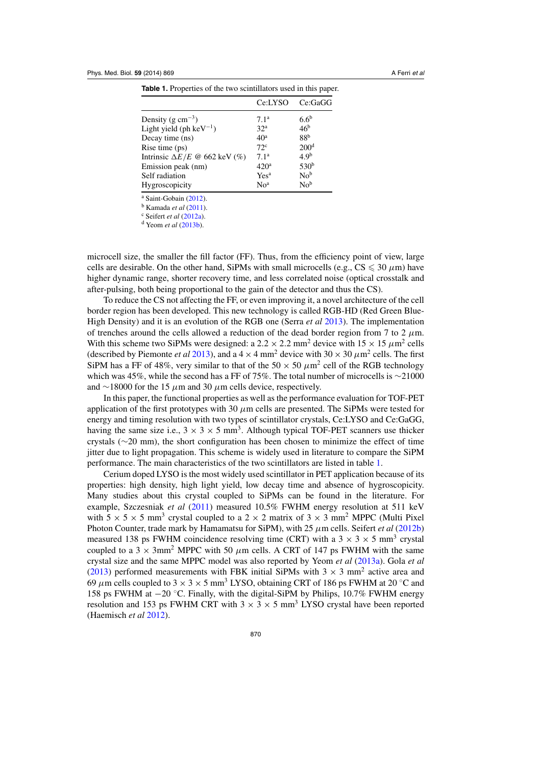**Table 1.** Properties of the two scintillators used in this paper.

| | Ce:LYSO | Ce:GaGG |
|---|---|---|
| Density (g cm$^{-3}$) | 7.1[a] | 6.6[b] |
| Light yield (ph keV$^{-1}$) | 32[a] | 46[b] |
| Decay time (ns) | 40[a] | 88[b] |
| Rise time (ps) | 72[c] | 200[d] |
| Intrinsic $\Delta E/E$ @ 662 keV (%) | 7.1[a] | 4.9[b] |
| Emission peak (nm) | 420[a] | 530[b] |
| Self radiation | Yes[a] | No[b] |
| Hygroscopicity | No[a] | No[b] |

[a] Saint-Gobain (2012).
[b] Kamada *et al* (2011).
[c] Seifert *et al* (2012a).
[d] Yeom *et al* (2013b).

microcell size, the smaller the fill factor (FF). Thus, from the efficiency point of view, large cells are desirable. On the other hand, SiPMs with small microcells (e.g., CS $\leqslant$ 30 $\mu$m) have higher dynamic range, shorter recovery time, and less correlated noise (optical crosstalk and after-pulsing, both being proportional to the gain of the detector and thus the CS).

To reduce the CS not affecting the FF, or even improving it, a novel architecture of the cell border region has been developed. This new technology is called RGB-HD (Red Green Blue-High Density) and it is an evolution of the RGB one (Serra *et al* 2013). The implementation of trenches around the cells allowed a reduction of the dead border region from 7 to 2 $\mu$m. With this scheme two SiPMs were designed: a $2.2 \times 2.2$ mm$^2$ device with $15 \times 15$ $\mu$m$^2$ cells (described by Piemonte *et al* 2013), and a $4 \times 4$ mm$^2$ device with $30 \times 30$ $\mu$m$^2$ cells. The first SiPM has a FF of 48%, very similar to that of the $50 \times 50$ $\mu$m$^2$ cell of the RGB technology which was 45%, while the second has a FF of 75%. The total number of microcells is ~21000 and ~18000 for the 15 $\mu$m and 30 $\mu$m cells device, respectively.

In this paper, the functional properties as well as the performance evaluation for TOF-PET application of the first prototypes with 30 $\mu$m cells are presented. The SiPMs were tested for energy and timing resolution with two types of scintillator crystals, Ce:LYSO and Ce:GaGG, having the same size i.e., $3 \times 3 \times 5$ mm$^3$. Although typical TOF-PET scanners use thicker crystals (~20 mm), the short configuration has been chosen to minimize the effect of time jitter due to light propagation. This scheme is widely used in literature to compare the SiPM performance. The main characteristics of the two scintillators are listed in table 1.

Cerium doped LYSO is the most widely used scintillator in PET application because of its properties: high density, high light yield, low decay time and absence of hygroscopicity. Many studies about this crystal coupled to SiPMs can be found in the literature. For example, Szczesniak *et al* (2011) measured 10.5% FWHM energy resolution at 511 keV with $5 \times 5 \times 5$ mm$^3$ crystal coupled to a $2 \times 2$ matrix of $3 \times 3$ mm$^2$ MPPC (Multi Pixel Photon Counter, trade mark by Hamamatsu for SiPM), with 25 $\mu$m cells. Seifert *et al* (2012b) measured 138 ps FWHM coincidence resolving time (CRT) with a $3 \times 3 \times 5$ mm$^3$ crystal coupled to a $3 \times 3$mm$^2$ MPPC with 50 $\mu$m cells. A CRT of 147 ps FWHM with the same crystal size and the same MPPC model was also reported by Yeom *et al* (2013a). Gola *et al* (2013) performed measurements with FBK initial SiPMs with $3 \times 3$ mm$^2$ active area and 69 $\mu$m cells coupled to $3 \times 3 \times 5$ mm$^3$ LYSO, obtaining CRT of 186 ps FWHM at 20 °C and 158 ps FWHM at −20 °C. Finally, with the digital-SiPM by Philips, 10.7% FWHM energy resolution and 153 ps FWHM CRT with $3 \times 3 \times 5$ mm$^3$ LYSO crystal have been reported (Haemisch *et al* 2012).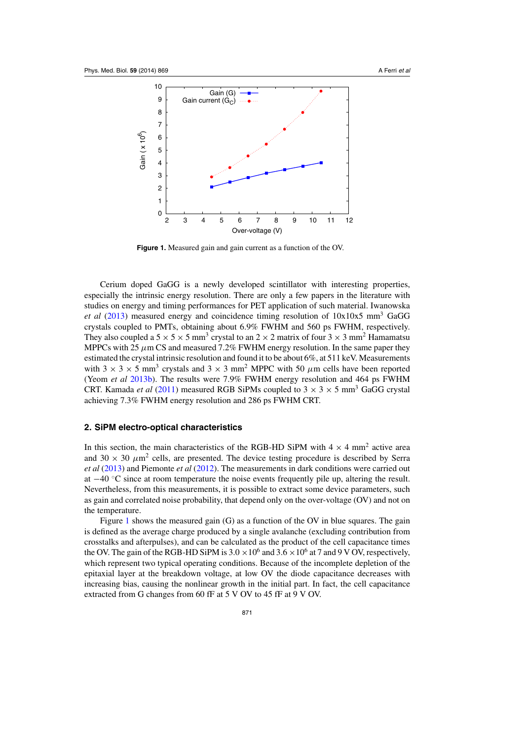**Figure 1.** Measured gain and gain current as a function of the OV.

Cerium doped GaGG is a newly developed scintillator with interesting properties, especially the intrinsic energy resolution. There are only a few papers in the literature with studies on energy and timing performances for PET application of such material. Iwanowska *et al* (2013) measured energy and coincidence timing resolution of 10x10x5 mm$^3$ GaGG crystals coupled to PMTs, obtaining about 6.9% FWHM and 560 ps FWHM, respectively. They also coupled a 5 × 5 × 5 mm$^3$ crystal to an 2 × 2 matrix of four 3 × 3 mm$^2$ Hamamatsu MPPCs with 25 $\mu$m CS and measured 7.2% FWHM energy resolution. In the same paper they estimated the crystal intrinsic resolution and found it to be about 6%, at 511 keV. Measurements with 3 × 3 × 5 mm$^3$ crystals and 3 × 3 mm$^2$ MPPC with 50 $\mu$m cells have been reported (Yeom *et al* 2013b). The results were 7.9% FWHM energy resolution and 464 ps FWHM CRT. Kamada *et al* (2011) measured RGB SiPMs coupled to 3 × 3 × 5 mm$^3$ GaGG crystal achieving 7.3% FWHM energy resolution and 286 ps FWHM CRT.

## 2. SiPM electro-optical characteristics

In this section, the main characteristics of the RGB-HD SiPM with 4 × 4 mm$^2$ active area and 30 × 30 $\mu$m$^2$ cells, are presented. The device testing procedure is described by Serra *et al* (2013) and Piemonte *et al* (2012). The measurements in dark conditions were carried out at −40 °C since at room temperature the noise events frequently pile up, altering the result. Nevertheless, from this measurements, it is possible to extract some device parameters, such as gain and correlated noise probability, that depend only on the over-voltage (OV) and not on the temperature.

Figure 1 shows the measured gain (G) as a function of the OV in blue squares. The gain is defined as the average charge produced by a single avalanche (excluding contribution from crosstalks and afterpulses), and can be calculated as the product of the cell capacitance times the OV. The gain of the RGB-HD SiPM is 3.0 $\times 10^6$ and 3.6 $\times 10^6$ at 7 and 9 V OV, respectively, which represent two typical operating conditions. Because of the incomplete depletion of the epitaxial layer at the breakdown voltage, at low OV the diode capacitance decreases with increasing bias, causing the nonlinear growth in the initial part. In fact, the cell capacitance extracted from G changes from 60 fF at 5 V OV to 45 fF at 9 V OV.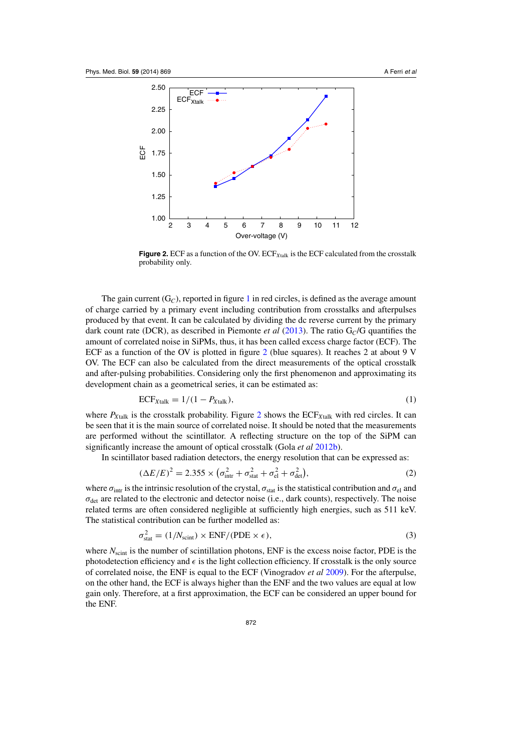**Figure 2.** ECF as a function of the OV. $ECF_{Xtalk}$ is the ECF calculated from the crosstalk probability only.

The gain current ($G_C$), reported in figure 1 in red circles, is defined as the average amount of charge carried by a primary event including contribution from crosstalks and afterpulses produced by that event. It can be calculated by dividing the dc reverse current by the primary dark count rate (DCR), as described in Piemonte *et al* (2013). The ratio $G_C/G$ quantifies the amount of correlated noise in SiPMs, thus, it has been called excess charge factor (ECF). The ECF as a function of the OV is plotted in figure 2 (blue squares). It reaches 2 at about 9 V OV. The ECF can also be calculated from the direct measurements of the optical crosstalk and after-pulsing probabilities. Considering only the first phenomenon and approximating its development chain as a geometrical series, it can be estimated as:

$$\mathrm{ECF}_{Xtalk} = 1/(1 - P_{Xtalk}), \tag{1}$$

where $P_{Xtalk}$ is the crosstalk probability. Figure 2 shows the $\mathrm{ECF}_{Xtalk}$ with red circles. It can be seen that it is the main source of correlated noise. It should be noted that the measurements are performed without the scintillator. A reflecting structure on the top of the SiPM can significantly increase the amount of optical crosstalk (Gola *et al* 2012b).

In scintillator based radiation detectors, the energy resolution that can be expressed as:

$$(\Delta E/E)^2 = 2.355 \times \left(\sigma_{intr}^2 + \sigma_{stat}^2 + \sigma_{el}^2 + \sigma_{det}^2\right), \tag{2}$$

where $\sigma_{intr}$ is the intrinsic resolution of the crystal, $\sigma_{stat}$ is the statistical contribution and $\sigma_{el}$ and $\sigma_{det}$ are related to the electronic and detector noise (i.e., dark counts), respectively. The noise related terms are often considered negligible at sufficiently high energies, such as 511 keV. The statistical contribution can be further modelled as:

$$\sigma_{stat}^2 = (1/N_{scint}) \times \mathrm{ENF}/(\mathrm{PDE} \times \epsilon), \tag{3}$$

where $N_{scint}$ is the number of scintillation photons, ENF is the excess noise factor, PDE is the photodetection efficiency and $\epsilon$ is the light collection efficiency. If crosstalk is the only source of correlated noise, the ENF is equal to the ECF (Vinogradov *et al* 2009). For the afterpulse, on the other hand, the ECF is always higher than the ENF and the two values are equal at low gain only. Therefore, at a first approximation, the ECF can be considered an upper bound for the ENF.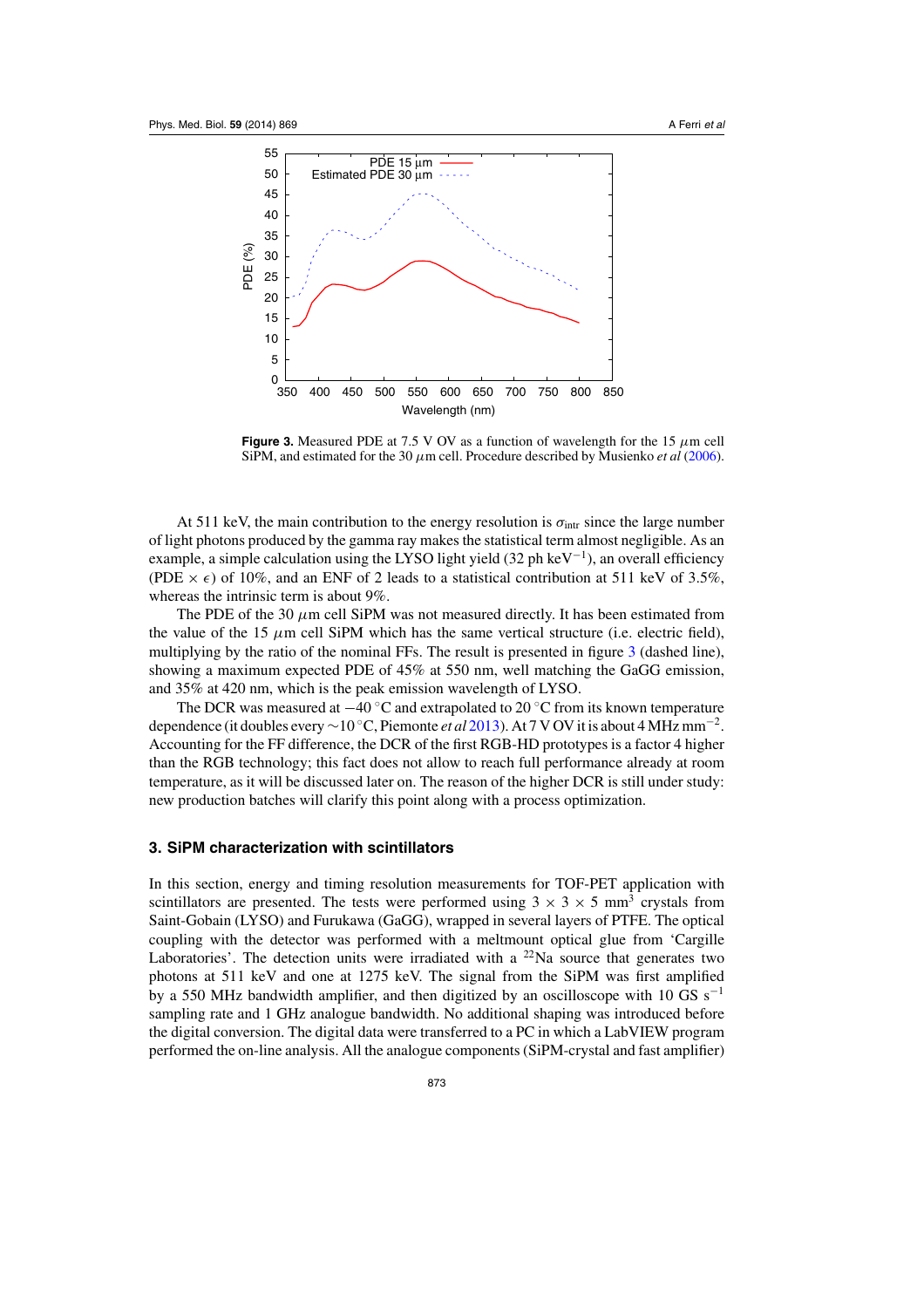**Figure 3.** Measured PDE at 7.5 V OV as a function of wavelength for the 15 $\mu$m cell SiPM, and estimated for the 30 $\mu$m cell. Procedure described by Musienko *et al* (2006).

At 511 keV, the main contribution to the energy resolution is $\sigma_{\text{intr}}$ since the large number of light photons produced by the gamma ray makes the statistical term almost negligible. As an example, a simple calculation using the LYSO light yield (32 ph keV$^{-1}$), an overall efficiency (PDE $\times$ $\epsilon$) of 10%, and an ENF of 2 leads to a statistical contribution at 511 keV of 3.5%, whereas the intrinsic term is about 9%.

The PDE of the 30 $\mu$m cell SiPM was not measured directly. It has been estimated from the value of the 15 $\mu$m cell SiPM which has the same vertical structure (i.e. electric field), multiplying by the ratio of the nominal FFs. The result is presented in figure 3 (dashed line), showing a maximum expected PDE of 45% at 550 nm, well matching the GaGG emission, and 35% at 420 nm, which is the peak emission wavelength of LYSO.

The DCR was measured at $-40$ °C and extrapolated to 20 °C from its known temperature dependence (it doubles every $\sim$10 °C, Piemonte *et al* 2013). At 7 V OV it is about 4 MHz mm$^{-2}$. Accounting for the FF difference, the DCR of the first RGB-HD prototypes is a factor 4 higher than the RGB technology; this fact does not allow to reach full performance already at room temperature, as it will be discussed later on. The reason of the higher DCR is still under study: new production batches will clarify this point along with a process optimization.

## 3. SiPM characterization with scintillators

In this section, energy and timing resolution measurements for TOF-PET application with scintillators are presented. The tests were performed using 3 $\times$ 3 $\times$ 5 mm$^3$ crystals from Saint-Gobain (LYSO) and Furukawa (GaGG), wrapped in several layers of PTFE. The optical coupling with the detector was performed with a meltmount optical glue from 'Cargille Laboratories'. The detection units were irradiated with a $^{22}$Na source that generates two photons at 511 and one at 1275 keV. The signal from the SiPM was first amplified by a 550 MHz bandwidth amplifier, and then digitized by an oscilloscope with 10 GS s$^{-1}$ sampling rate and 1 GHz analogue bandwidth. No additional shaping was introduced before the digital conversion. The digital data were transferred to a PC in which a LabVIEW program performed the on-line analysis. All the analogue components (SiPM-crystal and fast amplifier)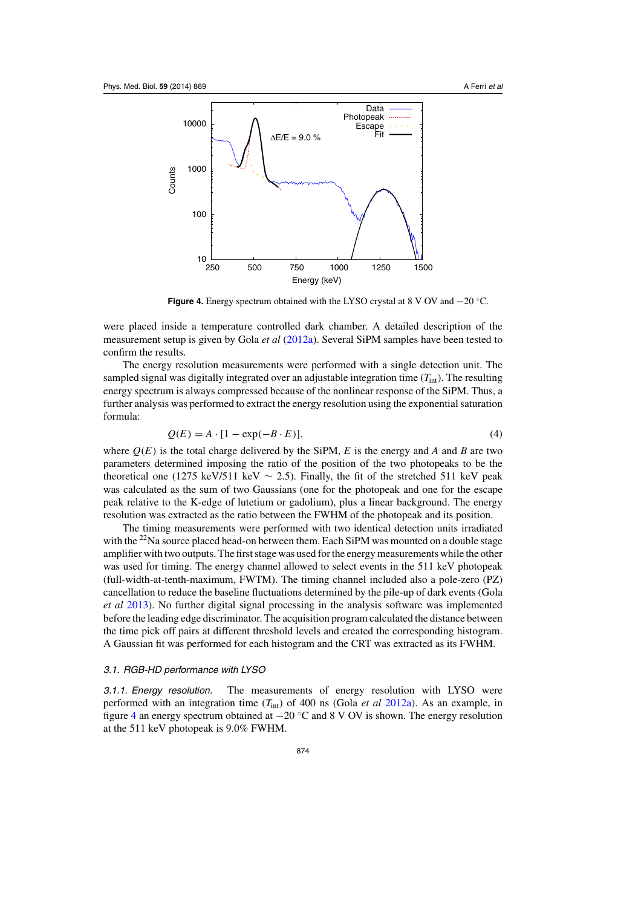**Figure 4.** Energy spectrum obtained with the LYSO crystal at 8 V OV and −20 °C.

were placed inside a temperature controlled dark chamber. A detailed description of the measurement setup is given by Gola *et al* (2012a). Several SiPM samples have been tested to confirm the results.

The energy resolution measurements were performed with a single detection unit. The sampled signal was digitally integrated over an adjustable integration time ($T_{\mathrm{int}}$). The resulting energy spectrum is always compressed because of the nonlinear response of the SiPM. Thus, a further analysis was performed to extract the energy resolution using the exponential saturation formula:

$$Q(E) = A \cdot [1 - \exp(-B \cdot E)], \tag{4}$$

where $Q(E)$ is the total charge delivered by the SiPM, $E$ is the energy and $A$ and $B$ are two parameters determined imposing the ratio of the position of the two photopeaks to be the theoretical one (1275 keV/511 keV $\sim$ 2.5). Finally, the fit of the stretched 511 keV peak was calculated as the sum of two Gaussians (one for the photopeak and one for the escape peak relative to the K-edge of lutetium or gadolium), plus a linear background. The energy resolution was extracted as the ratio between the FWHM of the photopeak and its position.

The timing measurements were performed with two identical detection units irradiated with the $^{22}$Na source placed head-on between them. Each SiPM was mounted on a double stage amplifier with two outputs. The first stage was used for the energy measurements while the other was used for timing. The energy channel allowed to select events in the 511 keV photopeak (full-width-at-tenth-maximum, FWTM). The timing channel included also a pole-zero (PZ) cancellation to reduce the baseline fluctuations determined by the pile-up of dark events (Gola *et al* 2013). No further digital signal processing in the analysis software was implemented before the leading edge discriminator. The acquisition program calculated the distance between the time pick off pairs at different threshold levels and created the corresponding histogram. A Gaussian fit was performed for each histogram and the CRT was extracted as its FWHM.

### *3.1. RGB-HD performance with LYSO*

*3.1.1. Energy resolution.* The measurements of energy resolution with LYSO were performed with an integration time ($T_{\mathrm{int}}$) of 400 ns (Gola *et al* 2012a). As an example, in figure 4 an energy spectrum obtained at −20 °C and 8 V OV is shown. The energy resolution at the 511 keV photopeak is 9.0% FWHM.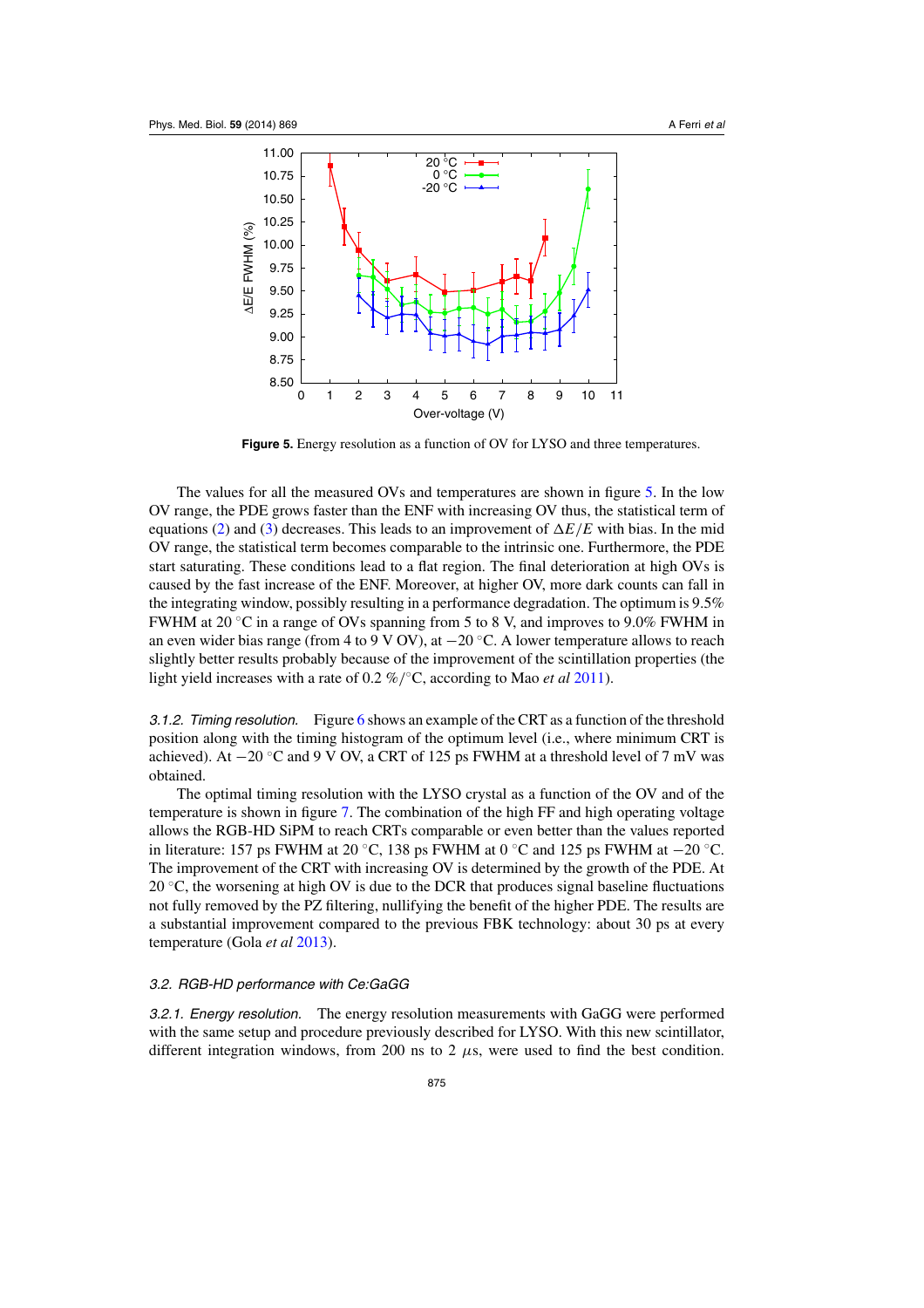**Figure 5.** Energy resolution as a function of OV for LYSO and three temperatures.

The values for all the measured OVs and temperatures are shown in figure 5. In the low OV range, the PDE grows faster than the ENF with increasing OV thus, the statistical term of equations (2) and (3) decreases. This leads to an improvement of $\Delta E/E$ with bias. In the mid OV range, the statistical term becomes comparable to the intrinsic one. Furthermore, the PDE start saturating. These conditions lead to a flat region. The final deterioration at high OVs is caused by the fast increase of the ENF. Moreover, at higher OV, more dark counts can fall in the integrating window, possibly resulting in a performance degradation. The optimum is 9.5% FWHM at 20 °C in a range of OVs spanning from 5 to 8 V, and improves to 9.0% FWHM in an even wider bias range (from 4 to 9 V OV), at −20 °C. A lower temperature allows to reach slightly better results probably because of the improvement of the scintillation properties (the light yield increases with a rate of 0.2 %/°C, according to Mao *et al* 2011).

*3.1.2. Timing resolution.* Figure 6 shows an example of the CRT as a function of the threshold position along with the timing histogram of the optimum level (i.e., where minimum CRT is achieved). At −20 °C and 9 V OV, a CRT of 125 ps FWHM at a threshold level of 7 mV was obtained.

The optimal timing resolution with the LYSO crystal as a function of the OV and of the temperature is shown in figure 7. The combination of the high FF and high operating voltage allows the RGB-HD SiPM to reach CRTs comparable or even better than the values reported in literature: 157 ps FWHM at 20 °C, 138 ps FWHM at 0 °C and 125 ps FWHM at −20 °C. The improvement of the CRT with increasing OV is determined by the growth of the PDE. At 20 °C, the worsening at high OV is due to the DCR that produces signal baseline fluctuations not fully removed by the PZ filtering, nullifying the benefit of the higher PDE. The results are a substantial improvement compared to the previous FBK technology: about 30 ps at every temperature (Gola *et al* 2013).

### *3.2. RGB-HD performance with Ce:GaGG*

*3.2.1. Energy resolution.* The energy resolution measurements with GaGG were performed with the same setup and procedure previously described for LYSO. With this new scintillator, different integration windows, from 200 ns to 2 $\mu$s, were used to find the best condition.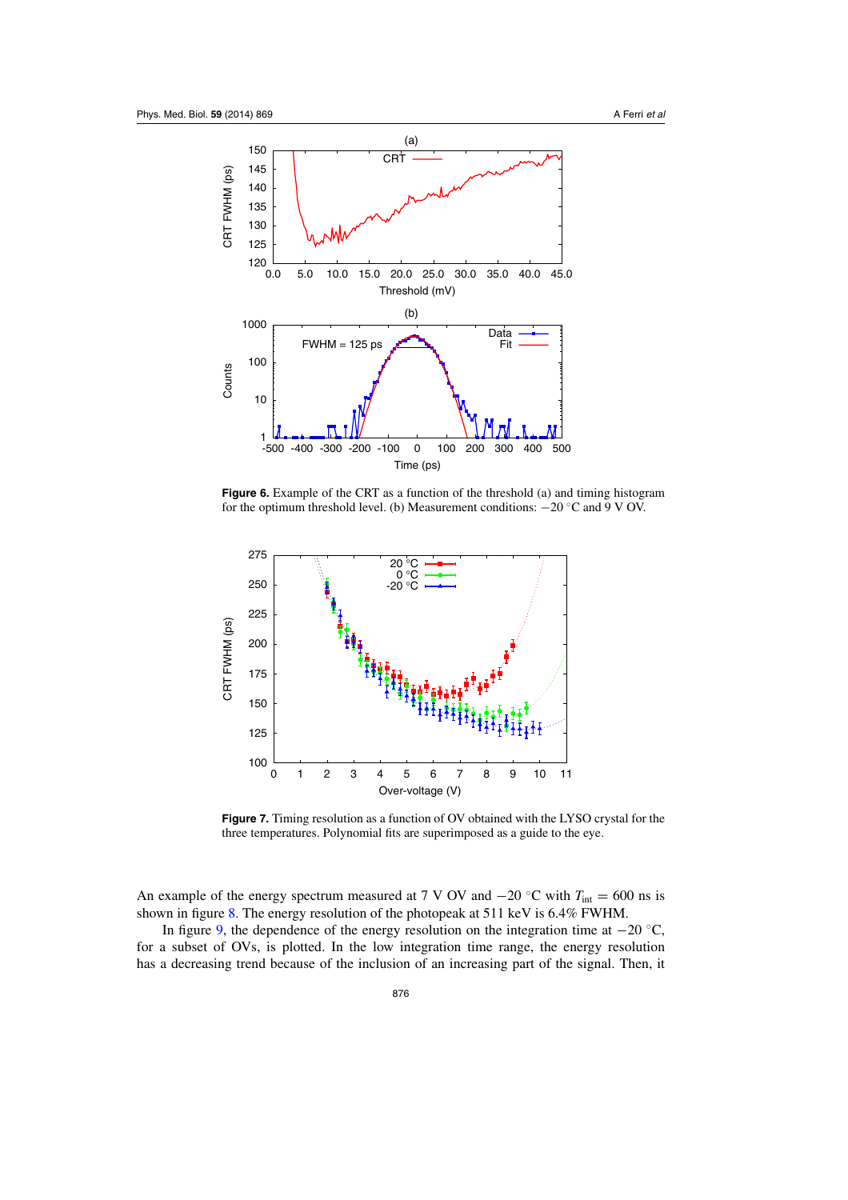**Figure 6.** Example of the CRT as a function of the threshold (a) and timing histogram for the optimum threshold level. (b) Measurement conditions: −20 °C and 9 V OV.

**Figure 7.** Timing resolution as a function of OV obtained with the LYSO crystal for the three temperatures. Polynomial fits are superimposed as a guide to the eye.

An example of the energy spectrum measured at 7 V OV and −20 °C with $T_{\text{int}} = 600$ ns is shown in figure 8. The energy resolution of the photopeak at 511 keV is 6.4% FWHM.

In figure 9, the dependence of the energy resolution on the integration time at −20 °C, for a subset of OVs, is plotted. In the low integration time range, the energy resolution has a decreasing trend because of the inclusion of an increasing part of the signal. Then, it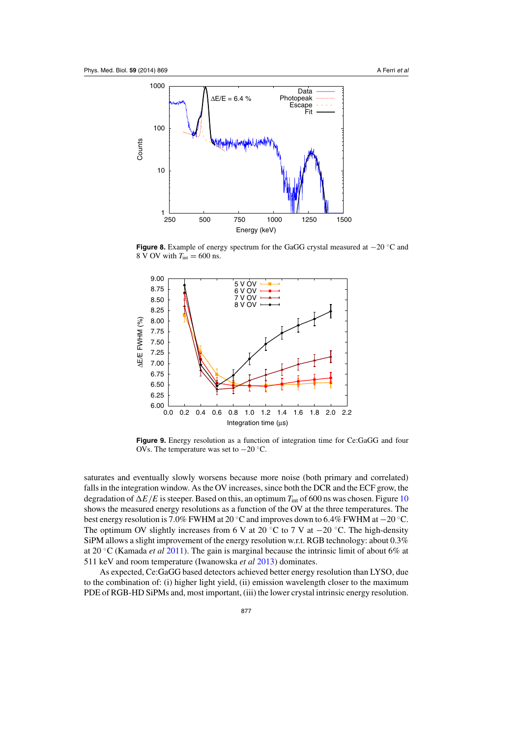**Figure 8.** Example of energy spectrum for the GaGG crystal measured at −20 °C and 8 V OV with $T_{\text{int}} = 600$ ns.

**Figure 9.** Energy resolution as a function of integration time for Ce:GaGG and four OVs. The temperature was set to −20 °C.

saturates and eventually slowly worsens because more noise (both primary and correlated) falls in the integration window. As the OV increases, since both the DCR and the ECF grow, the degradation of $\Delta E/E$ is steeper. Based on this, an optimum $T_{\text{int}}$ of 600 ns was chosen. Figure 10 shows the measured energy resolutions as a function of the OV at the three temperatures. The best energy resolution is 7.0% FWHM at 20 °C and improves down to 6.4% FWHM at −20 °C. The optimum OV slightly increases from 6 V at 20 °C to 7 V at −20 °C. The high-density SiPM allows a slight improvement of the energy resolution w.r.t. RGB technology: about 0.3% at 20 °C (Kamada *et al* 2011). The gain is marginal because the intrinsic limit of about 6% at 511 keV and room temperature (Iwanowska *et al* 2013) dominates.

As expected, Ce:GaGG based detectors achieved better energy resolution than LYSO, due to the combination of: (i) higher light yield, (ii) emission wavelength closer to the maximum PDE of RGB-HD SiPMs and, most important, (iii) the lower crystal intrinsic energy resolution.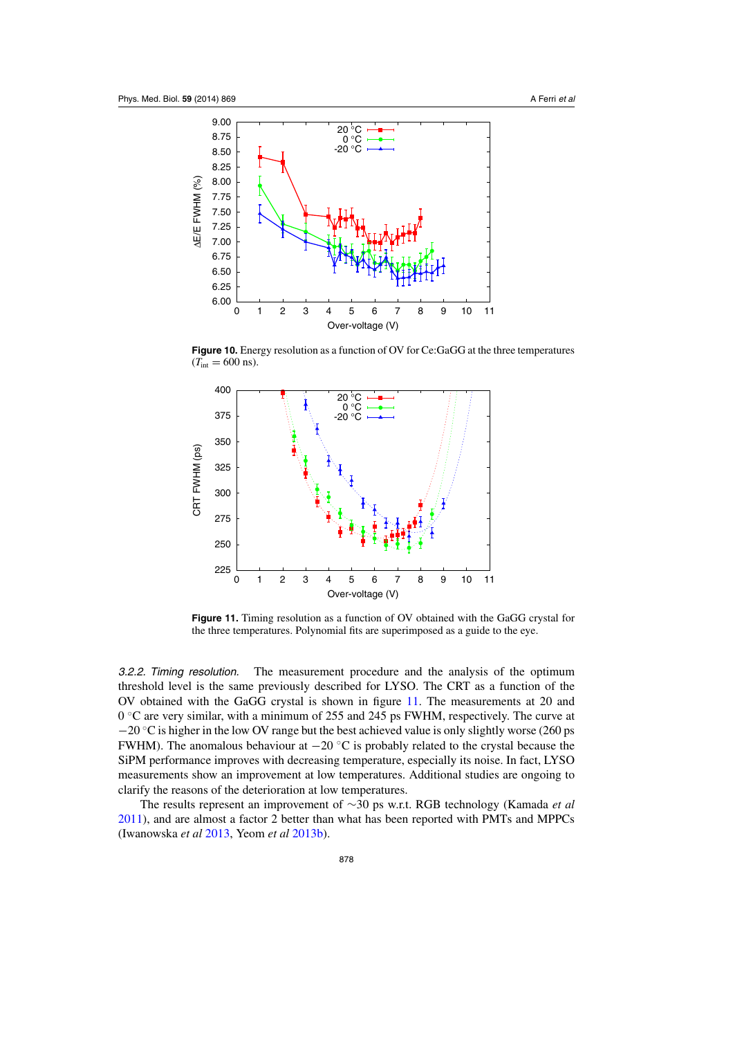**Figure 10.** Energy resolution as a function of OV for Ce:GaGG at the three temperatures ($T_{\text{int}} = 600$ ns).

**Figure 11.** Timing resolution as a function of OV obtained with the GaGG crystal for the three temperatures. Polynomial fits are superimposed as a guide to the eye.

*3.2.2. Timing resolution.* The measurement procedure and the analysis of the optimum threshold level is the same previously described for LYSO. The CRT as a function of the OV obtained with the GaGG crystal is shown in figure 11. The measurements at 20 and 0 °C are very similar, with a minimum of 255 and 245 ps FWHM, respectively. The curve at −20 °C is higher in the low OV range but the best achieved value is only slightly worse (260 ps FWHM). The anomalous behaviour at −20 °C is probably related to the crystal because the SiPM performance improves with decreasing temperature, especially its noise. In fact, LYSO measurements show an improvement at low temperatures. Additional studies are ongoing to clarify the reasons of the deterioration at low temperatures.

The results represent an improvement of ∼30 ps w.r.t. RGB technology (Kamada *et al* 2011), and are almost a factor 2 better than what has been reported with PMTs and MPPCs (Iwanowska *et al* 2013, Yeom *et al* 2013b).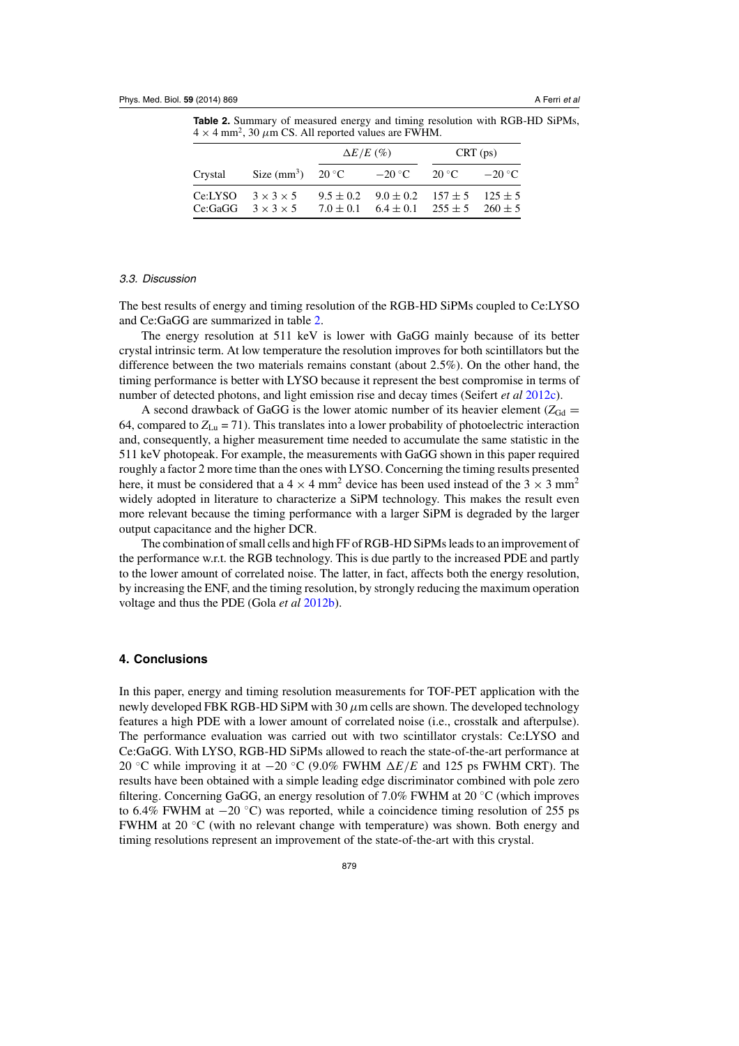**Table 2.** Summary of measured energy and timing resolution with RGB-HD SiPMs, $4 \times 4$ mm$^2$, 30 $\mu$m CS. All reported values are FWHM.

| | | $\Delta E/E$ (%) | | CRT (ps) | |
|---|---|---|---|---|---|
| Crystal | Size (mm$^3$) | 20 °C | −20 °C | 20 °C | −20 °C |
| Ce:LYSO | $3 \times 3 \times 5$ | $9.5 \pm 0.2$ | $9.0 \pm 0.2$ | $157 \pm 5$ | $125 \pm 5$ |
| Ce:GaGG | $3 \times 3 \times 5$ | $7.0 \pm 0.1$ | $6.4 \pm 0.1$ | $255 \pm 5$ | $260 \pm 5$ |

### *3.3. Discussion*

The best results of energy and timing resolution of the RGB-HD SiPMs coupled to Ce:LYSO and Ce:GaGG are summarized in table 2.

The energy resolution at 511 keV is lower with GaGG mainly because of its better crystal intrinsic term. At low temperature the resolution improves for both scintillators but the difference between the two materials remains constant (about 2.5%). On the other hand, the timing performance is better with LYSO because it represent the best compromise in terms of number of detected photons, and light emission rise and decay times (Seifert *et al* 2012c).

A second drawback of GaGG is the lower atomic number of its heavier element ($Z_{\mathrm{Gd}} = 64$, compared to $Z_{\mathrm{Lu}} = 71$). This translates into a lower probability of photoelectric interaction and, consequently, a higher measurement time needed to accumulate the same statistic in the 511 keV photopeak. For example, the measurements with GaGG shown in this paper required roughly a factor 2 more time than the ones with LYSO. Concerning the timing results presented here, it must be considered that a $4 \times 4$ mm$^2$ device has been used instead of the $3 \times 3$ mm$^2$ widely adopted in literature to characterize a SiPM technology. This makes the result even more relevant because the timing performance with a larger SiPM is degraded by the larger output capacitance and the higher DCR.

The combination of small cells and high FF of RGB-HD SiPMs leads to an improvement of the performance w.r.t. the RGB technology. This is due partly to the increased PDE and partly to the lower amount of correlated noise. The latter, in fact, affects both the energy resolution, by increasing the ENF, and the timing resolution, by strongly reducing the maximum operation voltage and thus the PDE (Gola *et al* 2012b).

## 4. Conclusions

In this paper, energy and timing resolution measurements for TOF-PET application with the newly developed FBK RGB-HD SiPM with 30 $\mu$m cells are shown. The developed technology features a high PDE with a lower amount of correlated noise (i.e., crosstalk and afterpulse). The performance evaluation was carried out with two scintillator crystals: Ce:LYSO and Ce:GaGG. With LYSO, RGB-HD SiPMs allowed to reach the state-of-the-art performance at 20 °C while improving it at −20 °C (9.0% FWHM $\Delta E/E$ and 125 ps FWHM CRT). The results have been obtained with a simple leading edge discriminator combined with pole zero filtering. Concerning GaGG, an energy resolution of 7.0% FWHM at 20 °C (which improves to 6.4% FWHM at −20 °C) was reported, while a coincidence timing resolution of 255 ps FWHM at 20 °C (with no relevant change with temperature) was shown. Both energy and timing resolutions represent an improvement of the state-of-the-art with this crystal.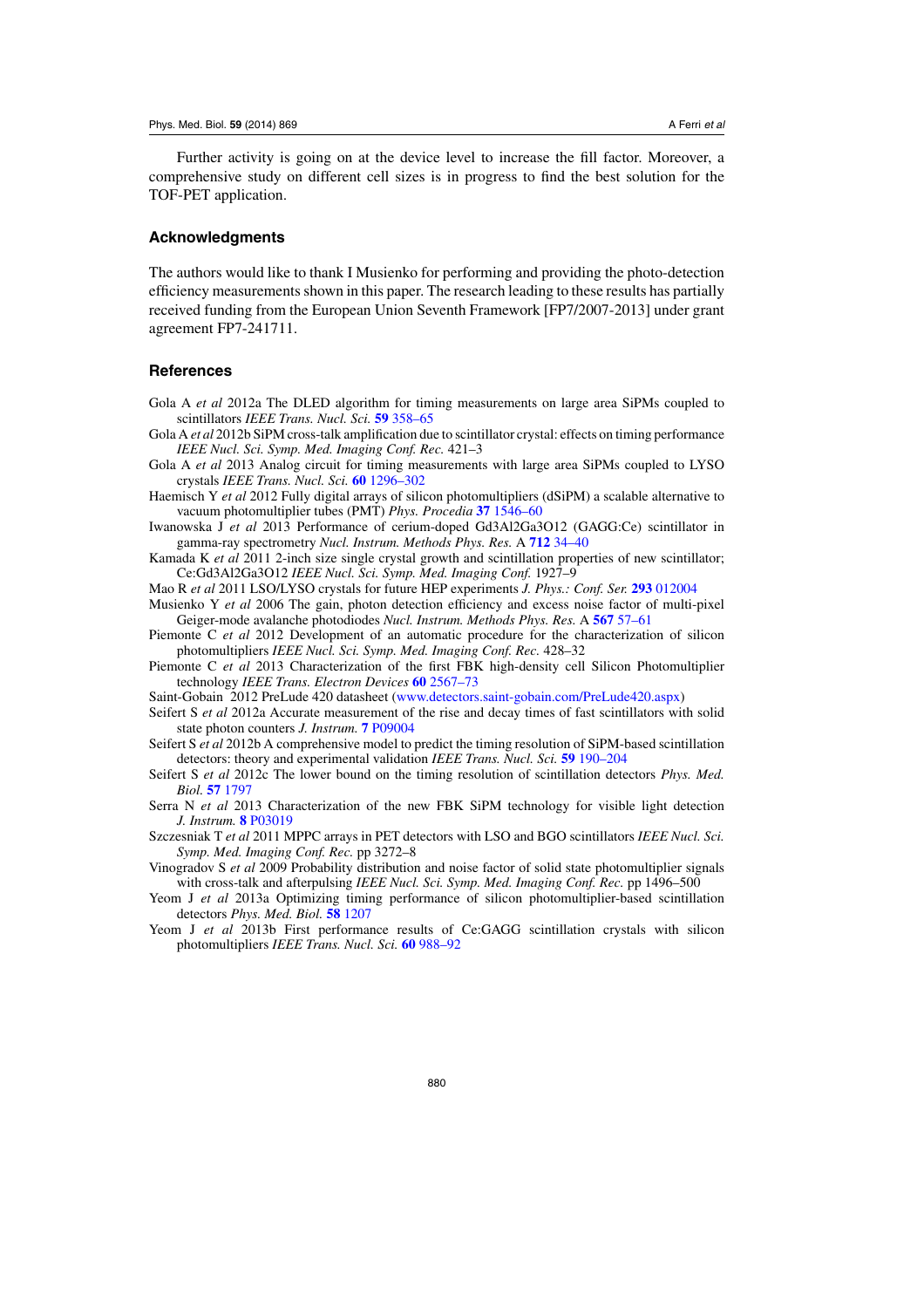Further activity is going on at the device level to increase the fill factor. Moreover, a comprehensive study on different cell sizes is in progress to find the best solution for the TOF-PET application.

## Acknowledgments

The authors would like to thank I Musienko for performing and providing the photo-detection efficiency measurements shown in this paper. The research leading to these results has partially received funding from the European Union Seventh Framework [FP7/2007-2013] under grant agreement FP7-241711.

## References

Gola A *et al* 2012a The DLED algorithm for timing measurements on large area SiPMs coupled to scintillators *IEEE Trans. Nucl. Sci.* **59** 358–65

Gola A *et al* 2012b SiPM cross-talk amplification due to scintillator crystal: effects on timing performance *IEEE Nucl. Sci. Symp. Med. Imaging Conf. Rec.* 421–3

Gola A *et al* 2013 Analog circuit for timing measurements with large area SiPMs coupled to LYSO crystals *IEEE Trans. Nucl. Sci.* **60** 1296–302

Haemisch Y *et al* 2012 Fully digital arrays of silicon photomultipliers (dSiPM) a scalable alternative to vacuum photomultiplier tubes (PMT) *Phys. Procedia* **37** 1546–60

Iwanowska J *et al* 2013 Performance of cerium-doped Gd3Al2Ga3O12 (GAGG:Ce) scintillator in gamma-ray spectrometry *Nucl. Instrum. Methods Phys. Res.* A **712** 34–40

Kamada K *et al* 2011 2-inch size single crystal growth and scintillation properties of new scintillator; Ce:Gd3Al2Ga3O12 *IEEE Nucl. Sci. Symp. Med. Imaging Conf.* 1927–9

Mao R *et al* 2011 LSO/LYSO crystals for future HEP experiments *J. Phys.: Conf. Ser.* **293** 012004

Musienko Y *et al* 2006 The gain, photon detection efficiency and excess noise factor of multi-pixel Geiger-mode avalanche photodiodes *Nucl. Instrum. Methods Phys. Res.* A **567** 57–61

Piemonte C *et al* 2012 Development of an automatic procedure for the characterization of silicon photomultipliers *IEEE Nucl. Sci. Symp. Med. Imaging Conf. Rec.* 428–32

Piemonte C *et al* 2013 Characterization of the first FBK high-density cell Silicon Photomultiplier technology *IEEE Trans. Electron Devices* **60** 2567–73

Saint-Gobain 2012 PreLude 420 datasheet (www.detectors.saint-gobain.com/PreLude420.aspx)

Seifert S *et al* 2012a Accurate measurement of the rise and decay times of fast scintillators with solid state photon counters *J. Instrum.* **7** P09004

Seifert S *et al* 2012b A comprehensive model to predict the timing resolution of SiPM-based scintillation detectors: theory and experimental validation *IEEE Trans. Nucl. Sci.* **59** 190–204

Seifert S *et al* 2012c The lower bound on the timing resolution of scintillation detectors *Phys. Med. Biol.* **57** 1797

Serra N *et al* 2013 Characterization of the new FBK SiPM technology for visible light detection *J. Instrum.* **8** P03019

Szczesniak T *et al* 2011 MPPC arrays in PET detectors with LSO and BGO scintillators *IEEE Nucl. Sci. Symp. Med. Imaging Conf. Rec.* pp 3272–8

Vinogradov S *et al* 2009 Probability distribution and noise factor of solid state photomultiplier signals with cross-talk and afterpulsing *IEEE Nucl. Sci. Symp. Med. Imaging Conf. Rec.* pp 1496–500

Yeom J *et al* 2013a Optimizing timing performance of silicon photomultiplier-based scintillation detectors *Phys. Med. Biol.* **58** 1207

Yeom J *et al* 2013b First performance results of Ce:GAGG scintillation crystals with silicon photomultipliers *IEEE Trans. Nucl. Sci.* **60** 988–92